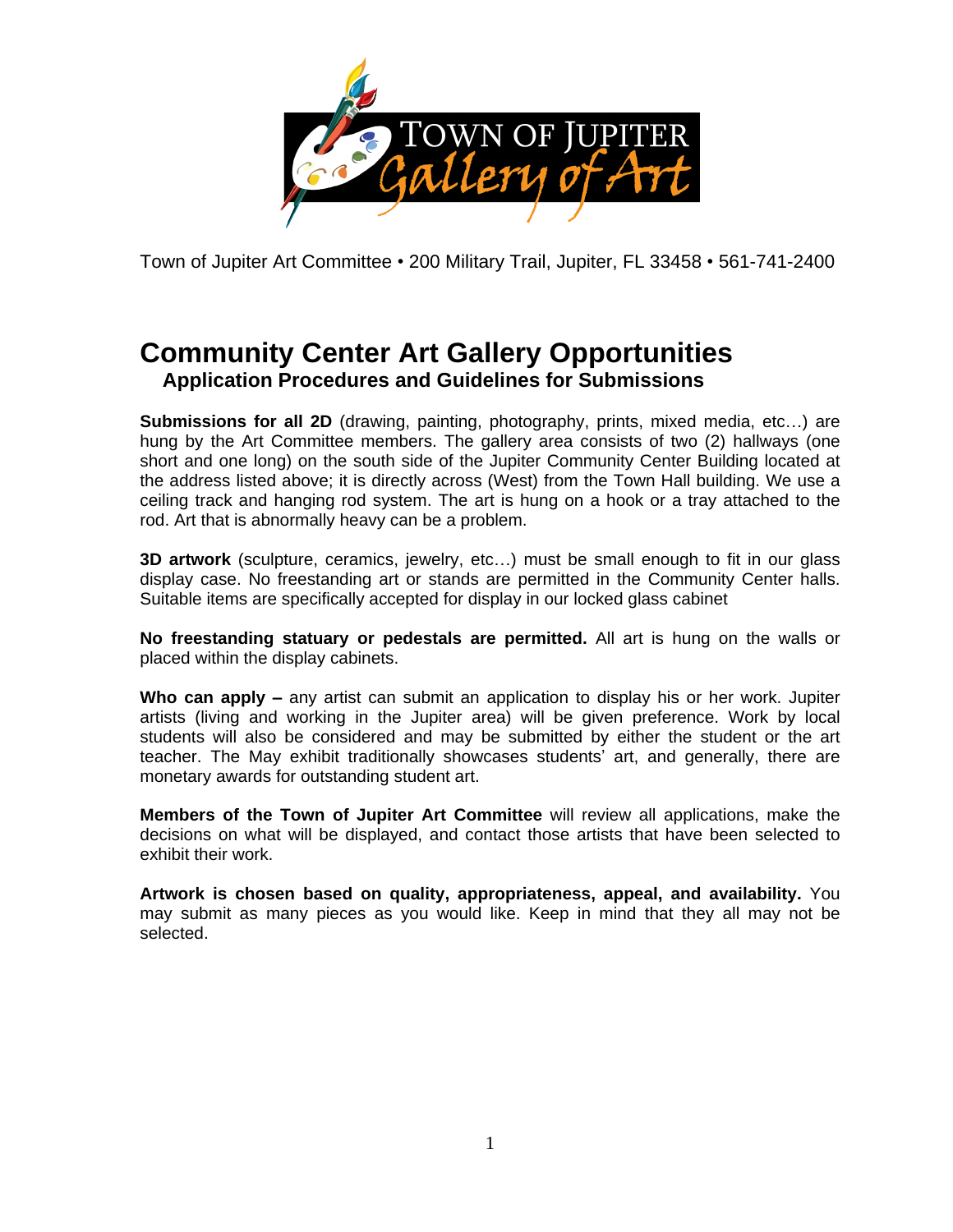TOWN OF JUPITER Gallery of Art

Town of Jupiter Art Committee • 200 Military Trail, Jupiter, FL 33458 • 561-741-2400

# Community Center Art Gallery Opportunities

## Application Procedures and Guidelines for Submissions

**Submissions for all 2D** (drawing, painting, photography, prints, mixed media, etc…) are hung by the Art Committee members. The gallery area consists of two (2) hallways (one short and one long) on the south side of the Jupiter Community Center Building located at the address listed above; it is directly across (West) from the Town Hall building. We use a ceiling track and hanging rod system. The art is hung on a hook or a tray attached to the rod. Art that is abnormally heavy can be a problem.

**3D artwork** (sculpture, ceramics, jewelry, etc…) must be small enough to fit in our glass display case. No freestanding art or stands are permitted in the Community Center halls. Suitable items are specifically accepted for display in our locked glass cabinet

**No freestanding statuary or pedestals are permitted.** All art is hung on the walls or placed within the display cabinets.

**Who can apply –** any artist can submit an application to display his or her work. Jupiter artists (living and working in the Jupiter area) will be given preference. Work by local students will also be considered and may be submitted by either the student or the art teacher. The May exhibit traditionally showcases students' art, and generally, there are monetary awards for outstanding student art.

**Members of the Town of Jupiter Art Committee** will review all applications, make the decisions on what will be displayed, and contact those artists that have been selected to exhibit their work.

**Artwork is chosen based on quality, appropriateness, appeal, and availability.** You may submit as many pieces as you would like. Keep in mind that they all may not be selected.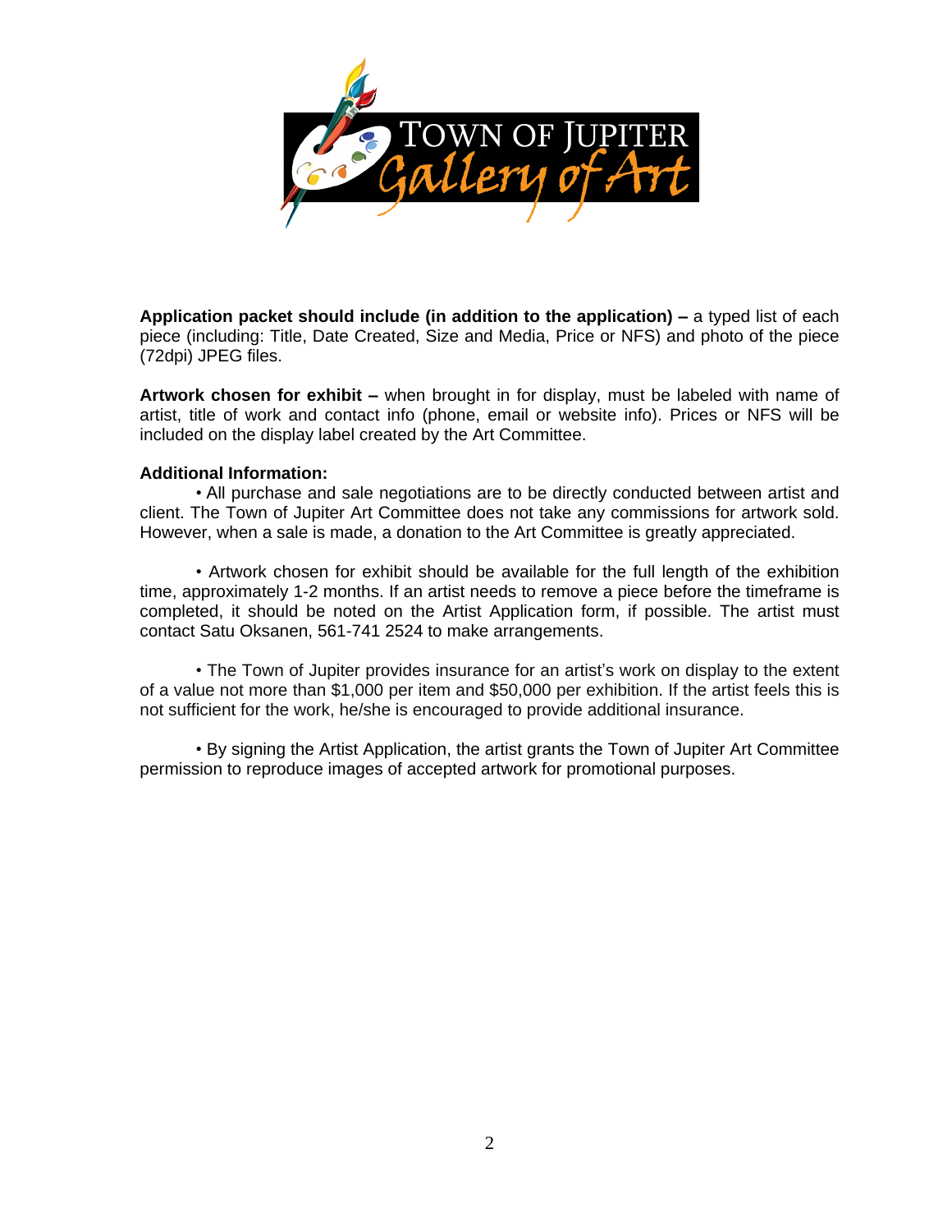**Application packet should include (in addition to the application) –** a typed list of each piece (including: Title, Date Created, Size and Media, Price or NFS) and photo of the piece (72dpi) JPEG files.

**Artwork chosen for exhibit –** when brought in for display, must be labeled with name of artist, title of work and contact info (phone, email or website info). Prices or NFS will be included on the display label created by the Art Committee.

**Additional Information:**

• All purchase and sale negotiations are to be directly conducted between artist and client. The Town of Jupiter Art Committee does not take any commissions for artwork sold. However, when a sale is made, a donation to the Art Committee is greatly appreciated.

• Artwork chosen for exhibit should be available for the full length of the exhibition time, approximately 1-2 months. If an artist needs to remove a piece before the timeframe is completed, it should be noted on the Artist Application form, if possible. The artist must contact Satu Oksanen, 561-741 2524 to make arrangements.

• The Town of Jupiter provides insurance for an artist's work on display to the extent of a value not more than $1,000 per item and $50,000 per exhibition. If the artist feels this is not sufficient for the work, he/she is encouraged to provide additional insurance.

• By signing the Artist Application, the artist grants the Town of Jupiter Art Committee permission to reproduce images of accepted artwork for promotional purposes.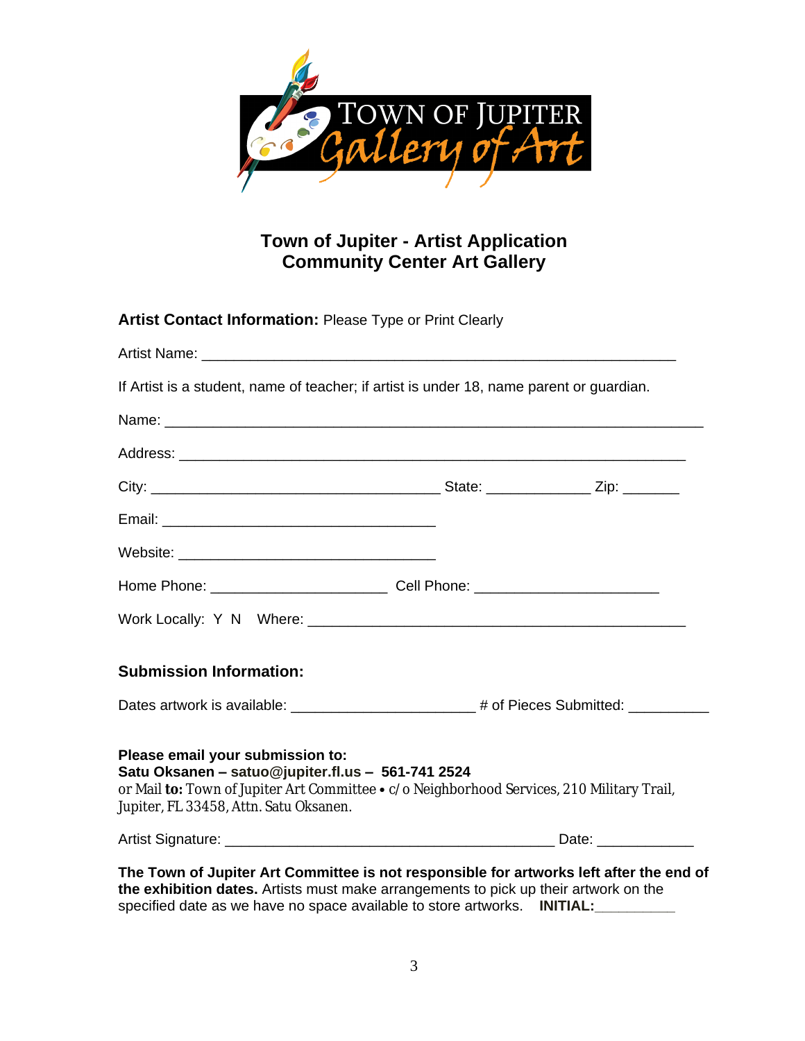# Town of Jupiter - Artist Application
# Community Center Art Gallery

**Artist Contact Information:** Please Type or Print Clearly

Artist Name: ____________________________________________________________

If Artist is a student, name of teacher; if artist is under 18, name parent or guardian.

Name: ______________________________________________________________________

Address: ________________________________________________________________

City: _____________________________________ State: _____________ Zip: _______

Email: ___________________________________

Website: ________________________________

Home Phone: ______________________ Cell Phone: _______________________

Work Locally: Y N Where: ________________________________________________

**Submission Information:**

Dates artwork is available: _______________________ # of Pieces Submitted: __________

**Please email your submission to:**
**Satu Oksanen – satuo@jupiter.fl.us – 561-741 2524**
or Mail **to:** Town of Jupiter Art Committee • c/o Neighborhood Services, 210 Military Trail, Jupiter, FL 33458, Attn. Satu Oksanen.

Artist Signature: __________________________________________ Date: ____________

**The Town of Jupiter Art Committee is not responsible for artworks left after the end of the exhibition dates.** Artists must make arrangements to pick up their artwork on the specified date as we have no space available to store artworks. **INITIAL:__________**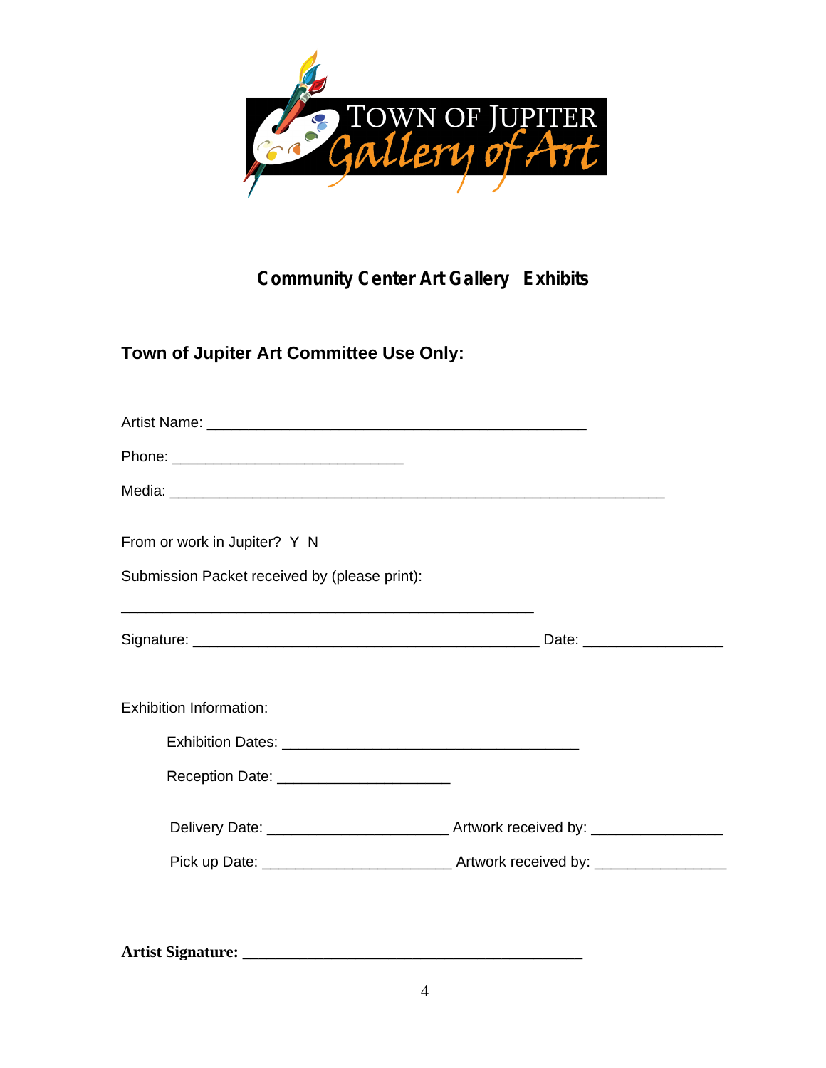TOWN OF JUPITER

Gallery of Art

## Community Center Art Gallery Exhibits

### Town of Jupiter Art Committee Use Only:

Artist Name: ________________________________________________

Phone: _____________________________

Media: ______________________________________________________________

From or work in Jupiter? Y N

Submission Packet received by (please print):

____________________________________________________

Signature: ____________________________________________ Date: _________________

Exhibition Information:

Exhibition Dates: _____________________________________

Reception Date: ______________________

Delivery Date: _______________________ Artwork received by: ________________

Pick up Date: ________________________ Artwork received by: ________________

**Artist Signature: ___________________________________________**